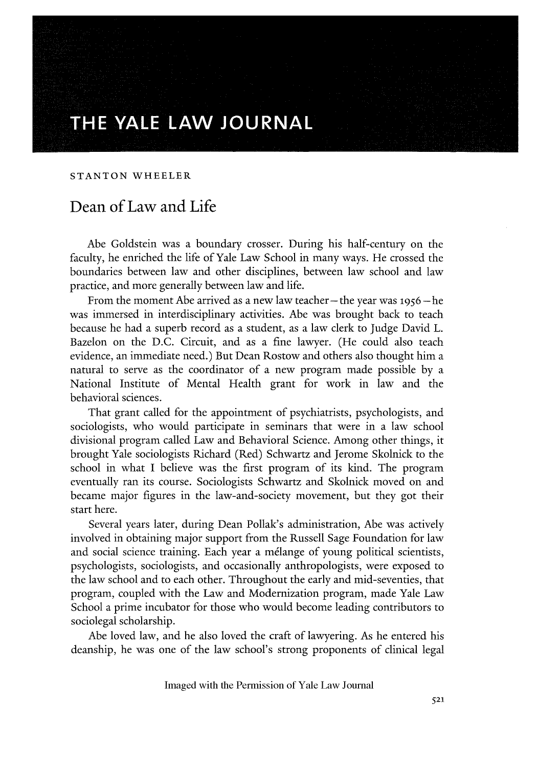STANTON WHEELER

# Dean of Law and Life

Abe Goldstein was a boundary crosser. During his half-century on the faculty, he enriched the life of Yale Law School in many ways. He crossed the boundaries between law and other disciplines, between law school and law practice, and more generally between law and life.

From the moment Abe arrived as a new law teacher—the year was 1956—he was immersed in interdisciplinary activities. Abe was brought back to teach because he had a superb record as a student, as a law clerk to Judge David L. Bazelon on the D.C. Circuit, and as a fine lawyer. (He could also teach evidence, an immediate need.) But Dean Rostow and others also thought him a natural to serve as the coordinator of a new program made possible by a National Institute of Mental Health grant for work in law and the behavioral sciences.

That grant called for the appointment of psychiatrists, psychologists, and sociologists, who would participate in seminars that were in a law school divisional program called Law and Behavioral Science. Among other things, it brought Yale sociologists Richard (Red) Schwartz and Jerome Skolnick to the school in what I believe was the first program of its kind. The program eventually ran its course. Sociologists Schwartz and Skolnick moved on and became major figures in the law-and-society movement, but they got their start here.

Several years later, during Dean Pollak's administration, Abe was actively involved in obtaining major support from the Russell Sage Foundation for law and social science training. Each year a mélange of young political scientists, psychologists, sociologists, and occasionally anthropologists, were exposed to the law school and to each other. Throughout the early and mid-seventies, that program, coupled with the Law and Modernization program, made Yale Law School a prime incubator for those who would become leading contributors to sociolegal scholarship.

Abe loved law, and he also loved the craft of lawyering. As he entered his deanship, he was one of the law school's strong proponents of clinical legal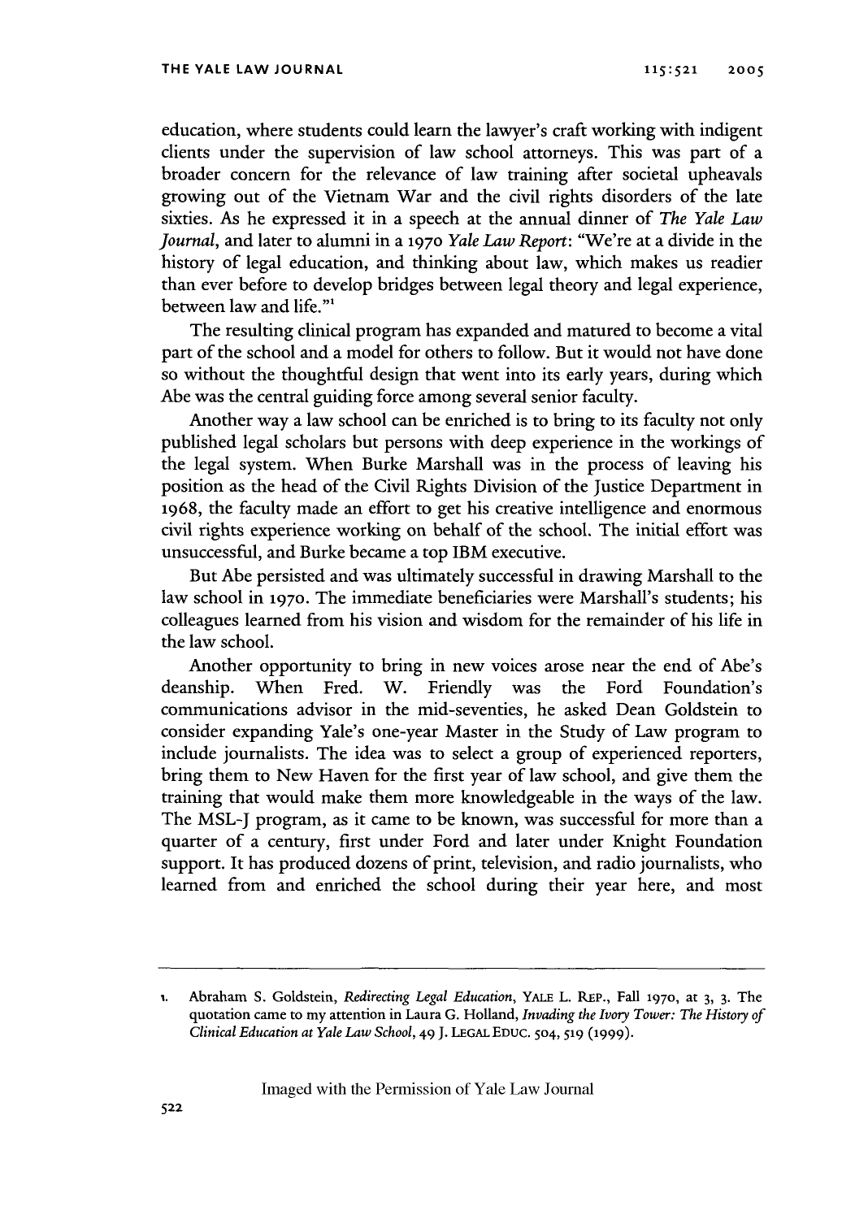education, where students could learn the lawyer's craft working with indigent clients under the supervision of law school attorneys. This was part of a broader concern for the relevance of law training after societal upheavals growing out of the Vietnam War and the civil rights disorders of the late sixties. As he expressed it in a speech at the annual dinner of *The Yale Law Journal*, and later to alumni in a 1970 *Yale Law Report*: "We're at a divide in the history of legal education, and thinking about law, which makes us readier than ever before to develop bridges between legal theory and legal experience, between law and life."[1]

The resulting clinical program has expanded and matured to become a vital part of the school and a model for others to follow. But it would not have done so without the thoughtful design that went into its early years, during which Abe was the central guiding force among several senior faculty.

Another way a law school can be enriched is to bring to its faculty not only published legal scholars but persons with deep experience in the workings of the legal system. When Burke Marshall was in the process of leaving his position as the head of the Civil Rights Division of the Justice Department in 1968, the faculty made an effort to get his creative intelligence and enormous civil rights experience working on behalf of the school. The initial effort was unsuccessful, and Burke became a top IBM executive.

But Abe persisted and was ultimately successful in drawing Marshall to the law school in 1970. The immediate beneficiaries were Marshall's students; his colleagues learned from his vision and wisdom for the remainder of his life in the law school.

Another opportunity to bring in new voices arose near the end of Abe's deanship. When Fred. W. Friendly was the Ford Foundation's communications advisor in the mid-seventies, he asked Dean Goldstein to consider expanding Yale's one-year Master in the Study of Law program to include journalists. The idea was to select a group of experienced reporters, bring them to New Haven for the first year of law school, and give them the training that would make them more knowledgeable in the ways of the law. The MSL-J program, as it came to be known, was successful for more than a quarter of a century, first under Ford and later under Knight Foundation support. It has produced dozens of print, television, and radio journalists, who learned from and enriched the school during their year here, and most

---

1. Abraham S. Goldstein, *Redirecting Legal Education*, YALE L. REP., Fall 1970, at 3, 3. The quotation came to my attention in Laura G. Holland, *Invading the Ivory Tower: The History of Clinical Education at Yale Law School*, 49 J. LEGAL EDUC. 504, 519 (1999).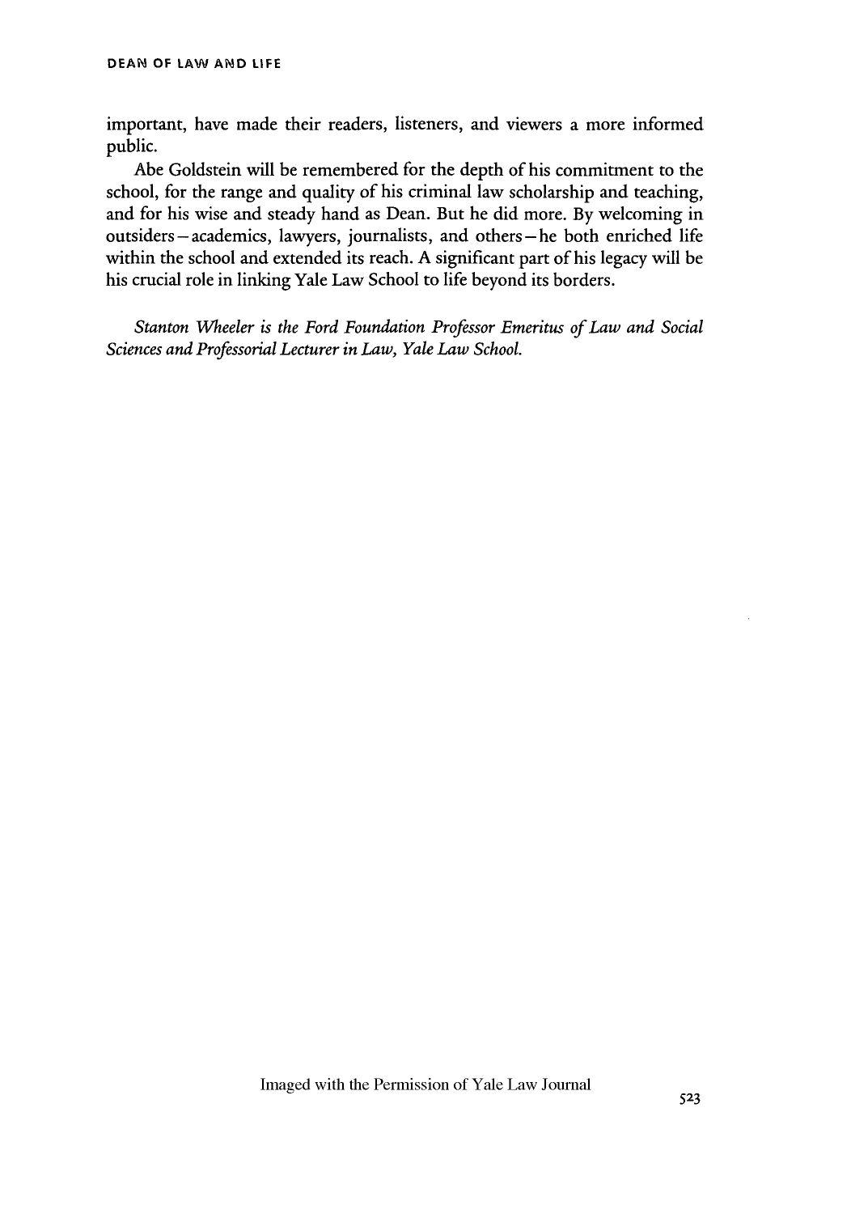important, have made their readers, listeners, and viewers a more informed public.

Abe Goldstein will be remembered for the depth of his commitment to the school, for the range and quality of his criminal law scholarship and teaching, and for his wise and steady hand as Dean. But he did more. By welcoming in outsiders—academics, lawyers, journalists, and others—he both enriched life within the school and extended its reach. A significant part of his legacy will be his crucial role in linking Yale Law School to life beyond its borders.

*Stanton Wheeler is the Ford Foundation Professor Emeritus of Law and Social Sciences and Professorial Lecturer in Law, Yale Law School.*